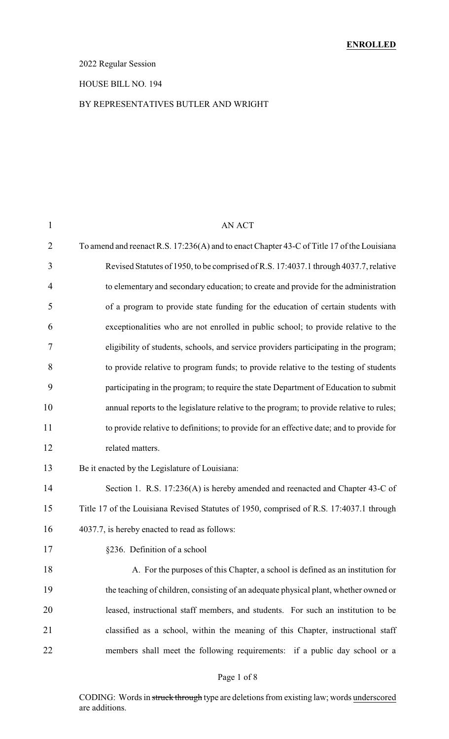**ENROLLED**

2022 Regular Session

HOUSE BILL NO. 194

BY REPRESENTATIVES BUTLER AND WRIGHT

AN ACT

To amend and reenact R.S. 17:236(A) and to enact Chapter 43-C of Title 17 of the Louisiana Revised Statutes of 1950, to be comprised of R.S. 17:4037.1 through 4037.7, relative to elementary and secondary education; to create and provide for the administration of a program to provide state funding for the education of certain students with exceptionalities who are not enrolled in public school; to provide relative to the eligibility of students, schools, and service providers participating in the program; to provide relative to program funds; to provide relative to the testing of students participating in the program; to require the state Department of Education to submit annual reports to the legislature relative to the program; to provide relative to rules; to provide relative to definitions; to provide for an effective date; and to provide for related matters.

Be it enacted by the Legislature of Louisiana:

Section 1. R.S. 17:236(A) is hereby amended and reenacted and Chapter 43-C of Title 17 of the Louisiana Revised Statutes of 1950, comprised of R.S. 17:4037.1 through 4037.7, is hereby enacted to read as follows:

§236. Definition of a school

A. For the purposes of this Chapter, a school is defined as an institution for the teaching of children, consisting of an adequate physical plant, whether owned or leased, instructional staff members, and students. For such an institution to be classified as a school, within the meaning of this Chapter, instructional staff members shall meet the following requirements: if a public day school or a

CODING: Words in ~~struck through~~ type are deletions from existing law; words underscored are additions.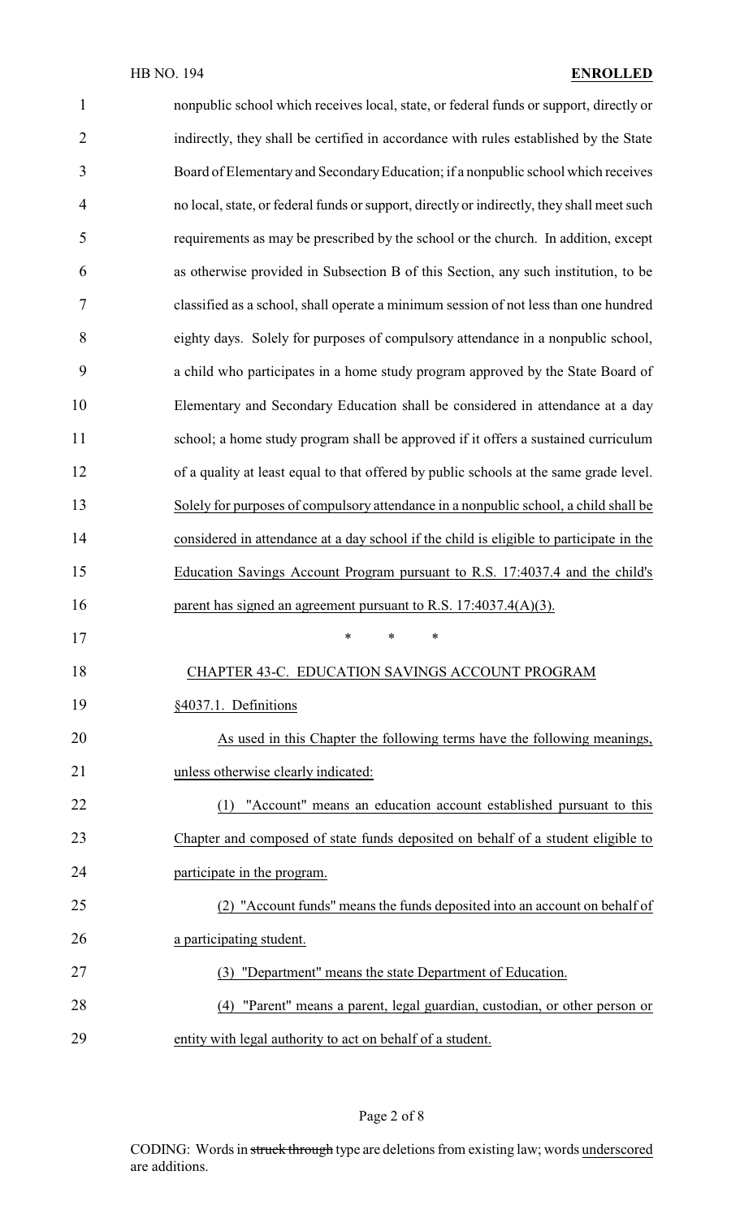nonpublic school which receives local, state, or federal funds or support, directly or indirectly, they shall be certified in accordance with rules established by the State Board of Elementary and Secondary Education; if a nonpublic school which receives no local, state, or federal funds or support, directly or indirectly, they shall meet such requirements as may be prescribed by the school or the church. In addition, except as otherwise provided in Subsection B of this Section, any such institution, to be classified as a school, shall operate a minimum session of not less than one hundred eighty days. Solely for purposes of compulsory attendance in a nonpublic school, a child who participates in a home study program approved by the State Board of Elementary and Secondary Education shall be considered in attendance at a day school; a home study program shall be approved if it offers a sustained curriculum of a quality at least equal to that offered by public schools at the same grade level. <u>Solely for purposes of compulsory attendance in a nonpublic school, a child shall be considered in attendance at a day school if the child is eligible to participate in the Education Savings Account Program pursuant to R.S. 17:4037.4 and the child's parent has signed an agreement pursuant to R.S. 17:4037.4(A)(3).</u>

\* \* \*

<u>CHAPTER 43-C. EDUCATION SAVINGS ACCOUNT PROGRAM</u>

<u>§4037.1. Definitions</u>

<u>As used in this Chapter the following terms have the following meanings, unless otherwise clearly indicated:</u>

<u>(1) "Account" means an education account established pursuant to this Chapter and composed of state funds deposited on behalf of a student eligible to participate in the program.</u>

<u>(2) "Account funds" means the funds deposited into an account on behalf of a participating student.</u>

<u>(3) "Department" means the state Department of Education.</u>

<u>(4) "Parent" means a parent, legal guardian, custodian, or other person or entity with legal authority to act on behalf of a student.</u>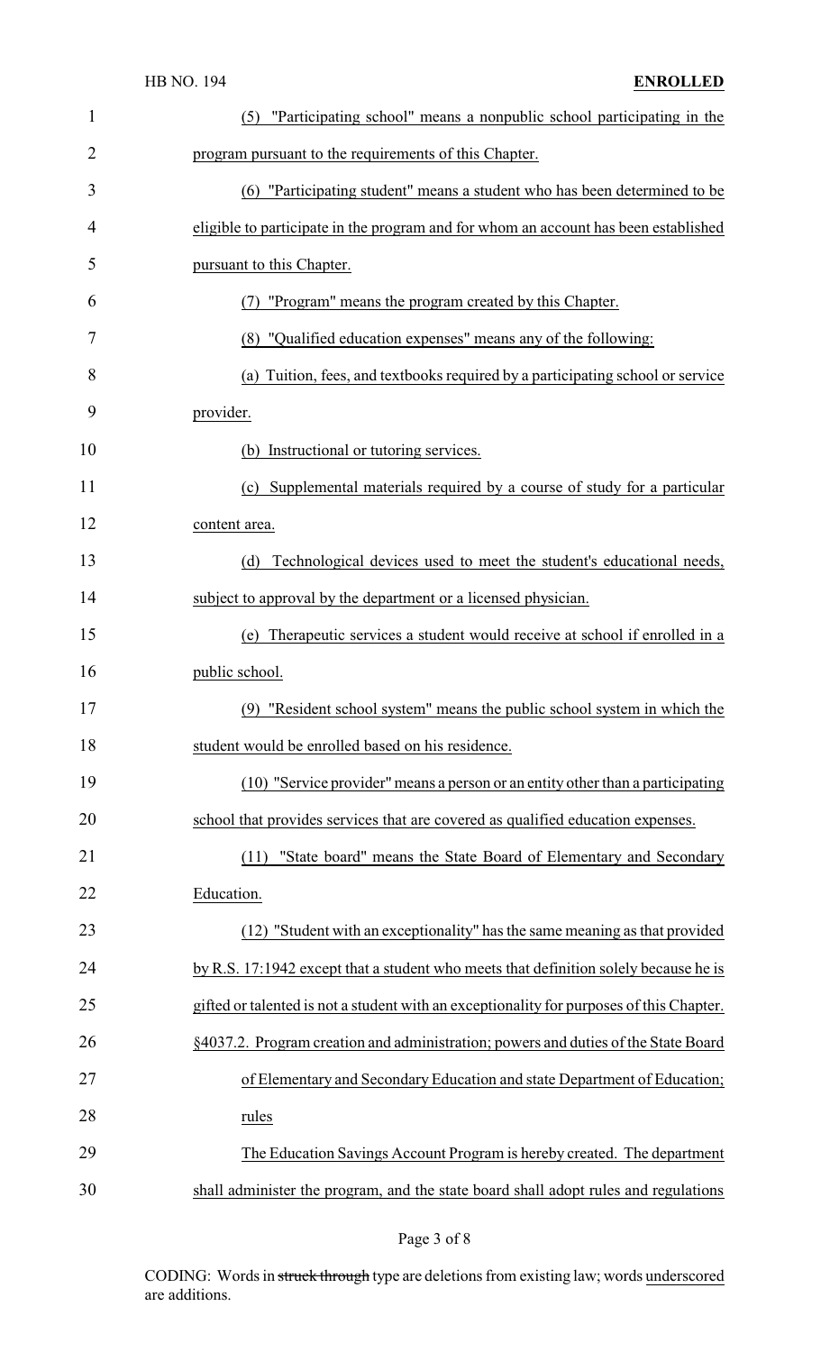(5) "Participating school" means a nonpublic school participating in the program pursuant to the requirements of this Chapter.

(6) "Participating student" means a student who has been determined to be eligible to participate in the program and for whom an account has been established pursuant to this Chapter.

(7) "Program" means the program created by this Chapter.

(8) "Qualified education expenses" means any of the following:

(a) Tuition, fees, and textbooks required by a participating school or service provider.

(b) Instructional or tutoring services.

(c) Supplemental materials required by a course of study for a particular content area.

(d) Technological devices used to meet the student's educational needs, subject to approval by the department or a licensed physician.

(e) Therapeutic services a student would receive at school if enrolled in a public school.

(9) "Resident school system" means the public school system in which the student would be enrolled based on his residence.

(10) "Service provider" means a person or an entity other than a participating school that provides services that are covered as qualified education expenses.

(11) "State board" means the State Board of Elementary and Secondary Education.

(12) "Student with an exceptionality" has the same meaning as that provided by R.S. 17:1942 except that a student who meets that definition solely because he is gifted or talented is not a student with an exceptionality for purposes of this Chapter.

§4037.2. Program creation and administration; powers and duties of the State Board of Elementary and Secondary Education and state Department of Education; rules

The Education Savings Account Program is hereby created. The department shall administer the program, and the state board shall adopt rules and regulations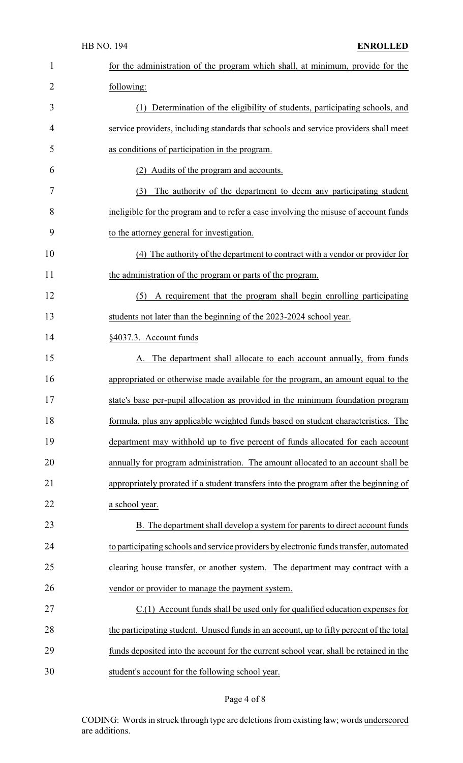for the administration of the program which shall, at minimum, provide for the following:

(1) Determination of the eligibility of students, participating schools, and service providers, including standards that schools and service providers shall meet as conditions of participation in the program.

(2) Audits of the program and accounts.

(3) The authority of the department to deem any participating student ineligible for the program and to refer a case involving the misuse of account funds to the attorney general for investigation.

(4) The authority of the department to contract with a vendor or provider for the administration of the program or parts of the program.

(5) A requirement that the program shall begin enrolling participating students not later than the beginning of the 2023-2024 school year.

§4037.3. Account funds

A. The department shall allocate to each account annually, from funds appropriated or otherwise made available for the program, an amount equal to the state's base per-pupil allocation as provided in the minimum foundation program formula, plus any applicable weighted funds based on student characteristics. The department may withhold up to five percent of funds allocated for each account annually for program administration. The amount allocated to an account shall be appropriately prorated if a student transfers into the program after the beginning of a school year.

B. The department shall develop a system for parents to direct account funds to participating schools and service providers by electronic funds transfer, automated clearing house transfer, or another system. The department may contract with a vendor or provider to manage the payment system.

C.(1) Account funds shall be used only for qualified education expenses for the participating student. Unused funds in an account, up to fifty percent of the total funds deposited into the account for the current school year, shall be retained in the student's account for the following school year.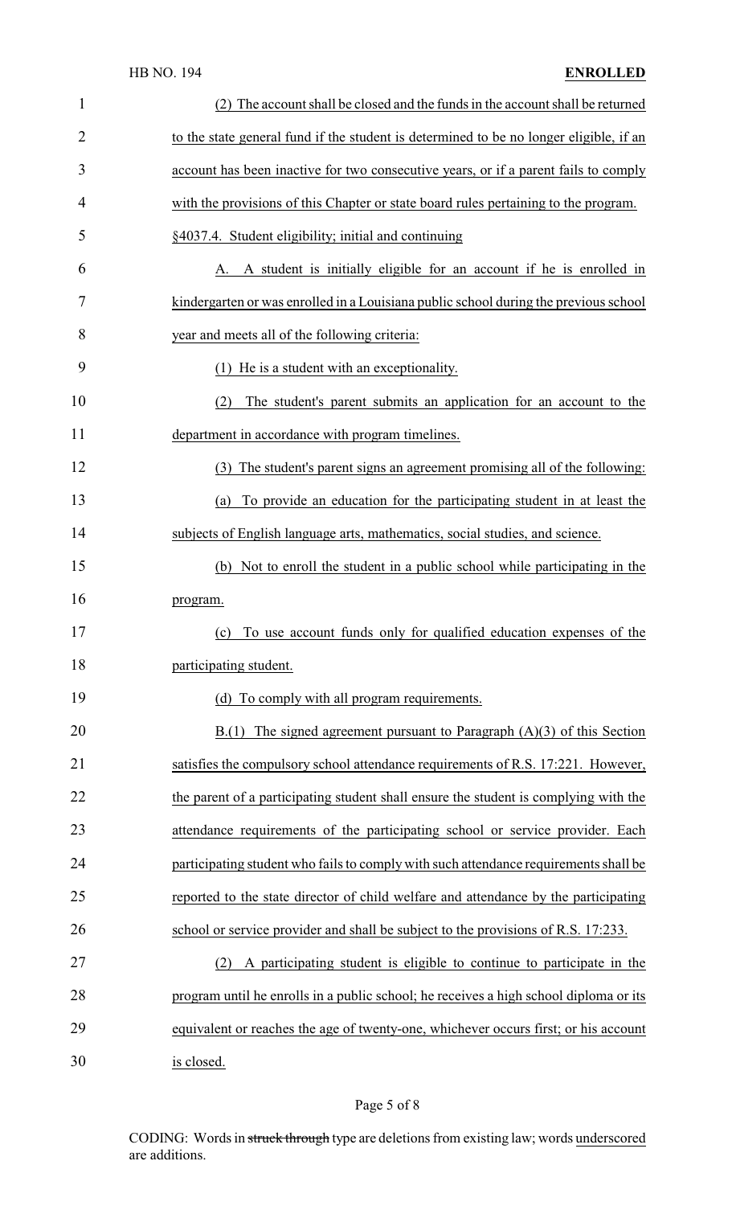(2) The account shall be closed and the funds in the account shall be returned to the state general fund if the student is determined to be no longer eligible, if an account has been inactive for two consecutive years, or if a parent fails to comply with the provisions of this Chapter or state board rules pertaining to the program.

§4037.4. Student eligibility; initial and continuing

A. A student is initially eligible for an account if he is enrolled in kindergarten or was enrolled in a Louisiana public school during the previous school year and meets all of the following criteria:

(1) He is a student with an exceptionality.

(2) The student's parent submits an application for an account to the department in accordance with program timelines.

(3) The student's parent signs an agreement promising all of the following:

(a) To provide an education for the participating student in at least the subjects of English language arts, mathematics, social studies, and science.

(b) Not to enroll the student in a public school while participating in the program.

(c) To use account funds only for qualified education expenses of the participating student.

(d) To comply with all program requirements.

B.(1) The signed agreement pursuant to Paragraph (A)(3) of this Section satisfies the compulsory school attendance requirements of R.S. 17:221. However, the parent of a participating student shall ensure the student is complying with the attendance requirements of the participating school or service provider. Each participating student who fails to comply with such attendance requirements shall be reported to the state director of child welfare and attendance by the participating school or service provider and shall be subject to the provisions of R.S. 17:233.

(2) A participating student is eligible to continue to participate in the program until he enrolls in a public school; he receives a high school diploma or its equivalent or reaches the age of twenty-one, whichever occurs first; or his account is closed.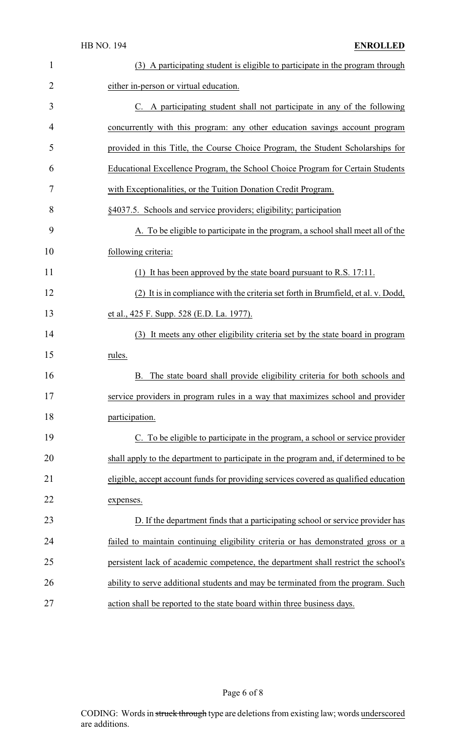(3) A participating student is eligible to participate in the program through either in-person or virtual education.

C. A participating student shall not participate in any of the following concurrently with this program: any other education savings account program provided in this Title, the Course Choice Program, the Student Scholarships for Educational Excellence Program, the School Choice Program for Certain Students with Exceptionalities, or the Tuition Donation Credit Program.

§4037.5. Schools and service providers; eligibility; participation

A. To be eligible to participate in the program, a school shall meet all of the following criteria:

(1) It has been approved by the state board pursuant to R.S. 17:11.

(2) It is in compliance with the criteria set forth in Brumfield, et al. v. Dodd, et al., 425 F. Supp. 528 (E.D. La. 1977).

(3) It meets any other eligibility criteria set by the state board in program rules.

B. The state board shall provide eligibility criteria for both schools and service providers in program rules in a way that maximizes school and provider participation.

C. To be eligible to participate in the program, a school or service provider shall apply to the department to participate in the program and, if determined to be eligible, accept account funds for providing services covered as qualified education expenses.

D. If the department finds that a participating school or service provider has failed to maintain continuing eligibility criteria or has demonstrated gross or a persistent lack of academic competence, the department shall restrict the school's ability to serve additional students and may be terminated from the program. Such action shall be reported to the state board within three business days.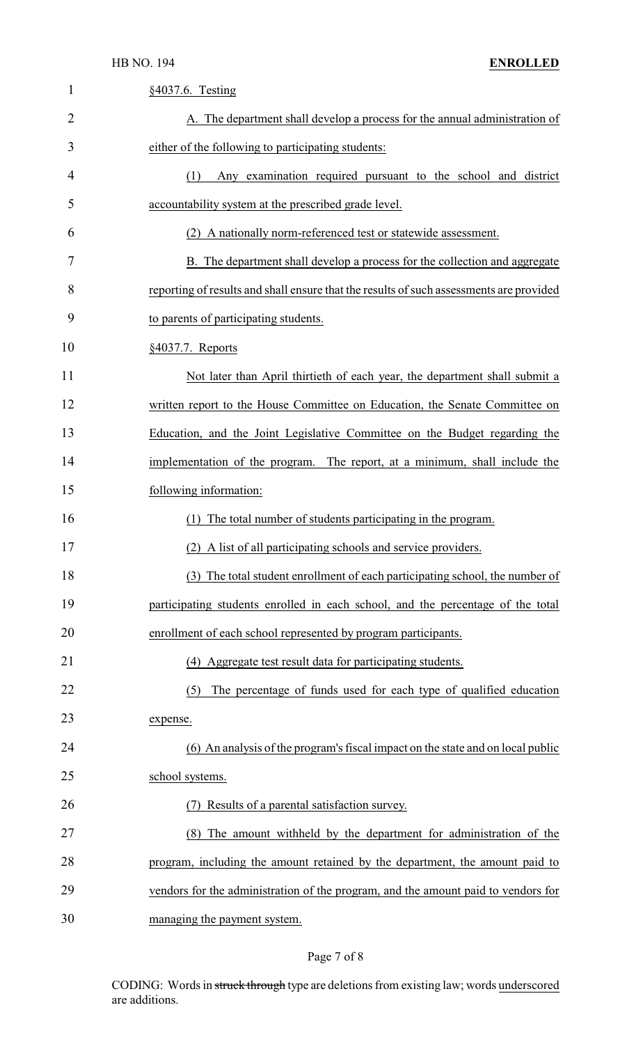§4037.6. Testing

A. The department shall develop a process for the annual administration of either of the following to participating students:

(1) Any examination required pursuant to the school and district accountability system at the prescribed grade level.

(2) A nationally norm-referenced test or statewide assessment.

B. The department shall develop a process for the collection and aggregate reporting of results and shall ensure that the results of such assessments are provided to parents of participating students.

§4037.7. Reports

Not later than April thirtieth of each year, the department shall submit a written report to the House Committee on Education, the Senate Committee on Education, and the Joint Legislative Committee on the Budget regarding the implementation of the program. The report, at a minimum, shall include the following information:

(1) The total number of students participating in the program.

(2) A list of all participating schools and service providers.

(3) The total student enrollment of each participating school, the number of participating students enrolled in each school, and the percentage of the total enrollment of each school represented by program participants.

(4) Aggregate test result data for participating students.

(5) The percentage of funds used for each type of qualified education expense.

(6) An analysis of the program's fiscal impact on the state and on local public school systems.

(7) Results of a parental satisfaction survey.

(8) The amount withheld by the department for administration of the program, including the amount retained by the department, the amount paid to vendors for the administration of the program, and the amount paid to vendors for managing the payment system.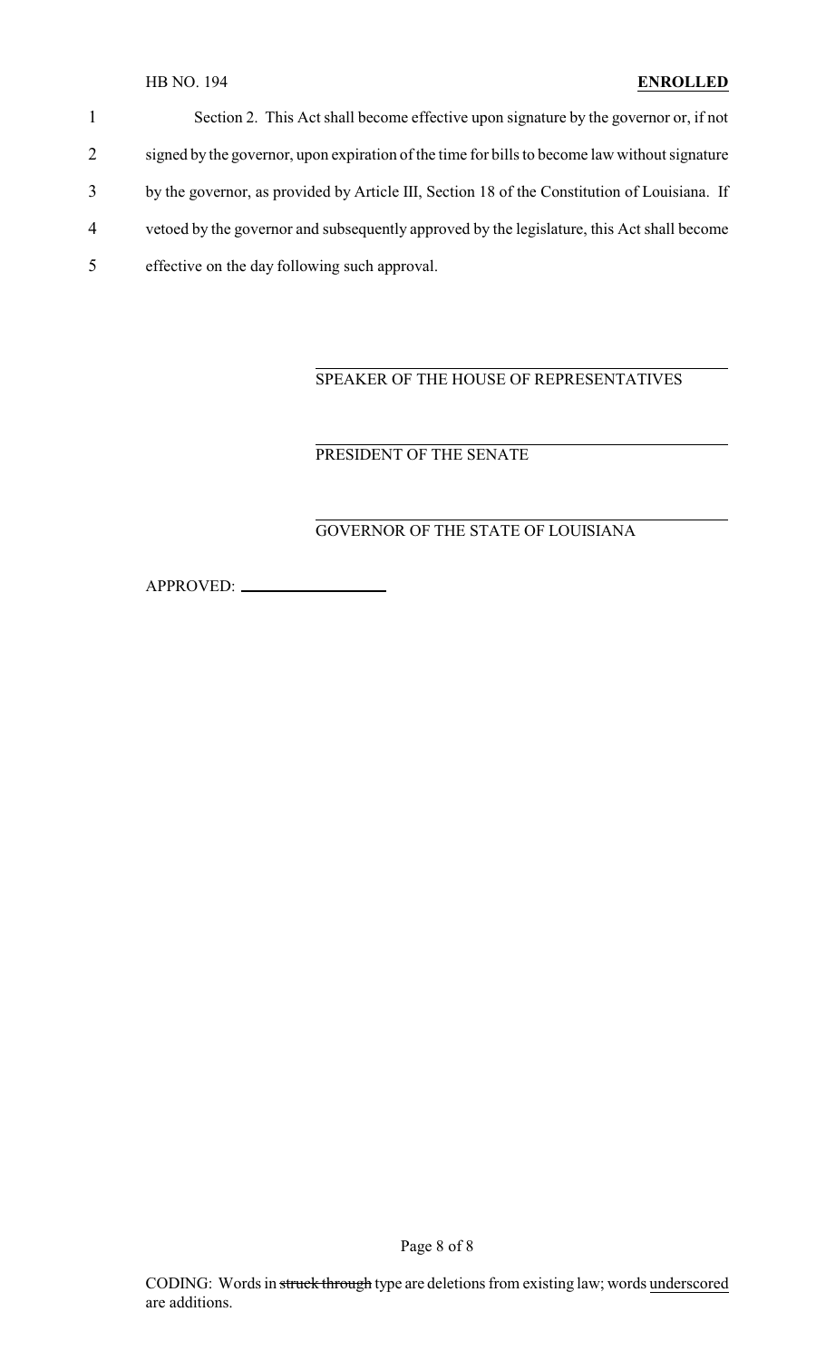Section 2. This Act shall become effective upon signature by the governor or, if not signed by the governor, upon expiration of the time for bills to become law without signature by the governor, as provided by Article III, Section 18 of the Constitution of Louisiana. If vetoed by the governor and subsequently approved by the legislature, this Act shall become effective on the day following such approval.

SPEAKER OF THE HOUSE OF REPRESENTATIVES

PRESIDENT OF THE SENATE

GOVERNOR OF THE STATE OF LOUISIANA

APPROVED: \_\_\_\_\_\_\_\_\_\_\_\_\_\_\_\_\_\_\_\_

CODING: Words in ~~struck through~~ type are deletions from existing law; words underscored are additions.